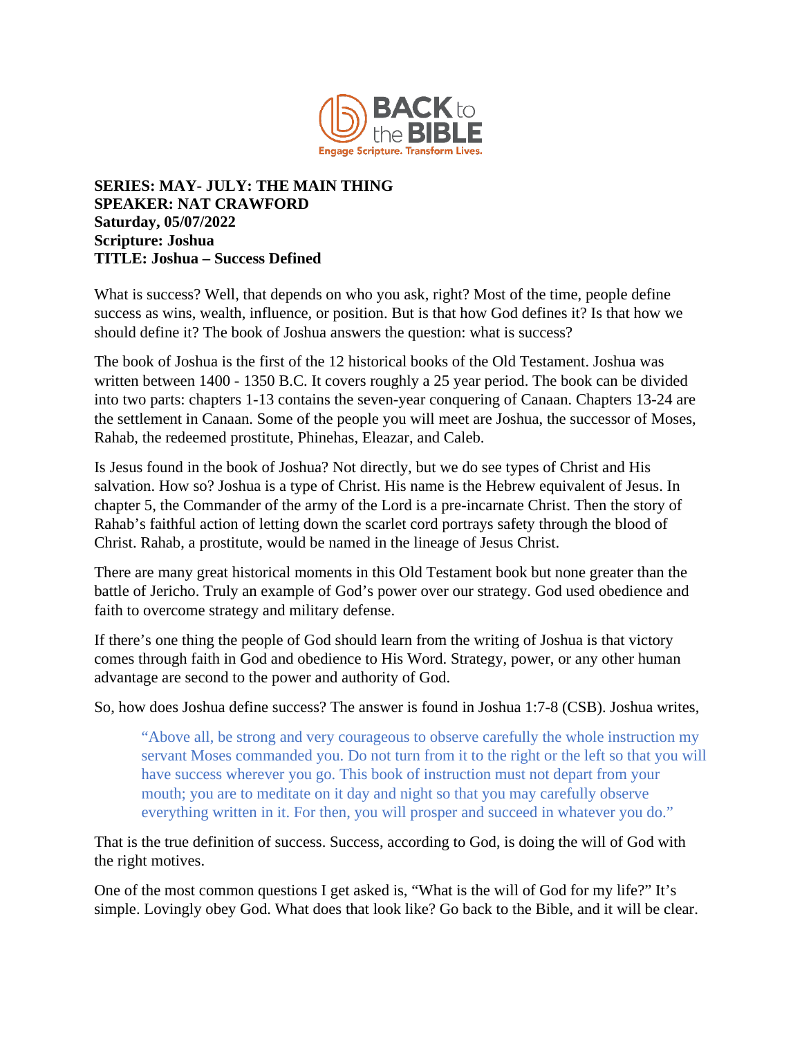**SERIES: MAY- JULY: THE MAIN THING**
**SPEAKER: NAT CRAWFORD**
**Saturday, 05/07/2022**
**Scripture: Joshua**
**TITLE: Joshua – Success Defined**

What is success? Well, that depends on who you ask, right? Most of the time, people define success as wins, wealth, influence, or position. But is that how God defines it? Is that how we should define it? The book of Joshua answers the question: what is success?

The book of Joshua is the first of the 12 historical books of the Old Testament. Joshua was written between 1400 - 1350 B.C. It covers roughly a 25 year period. The book can be divided into two parts: chapters 1-13 contains the seven-year conquering of Canaan. Chapters 13-24 are the settlement in Canaan. Some of the people you will meet are Joshua, the successor of Moses, Rahab, the redeemed prostitute, Phinehas, Eleazar, and Caleb.

Is Jesus found in the book of Joshua? Not directly, but we do see types of Christ and His salvation. How so? Joshua is a type of Christ. His name is the Hebrew equivalent of Jesus. In chapter 5, the Commander of the army of the Lord is a pre-incarnate Christ. Then the story of Rahab's faithful action of letting down the scarlet cord portrays safety through the blood of Christ. Rahab, a prostitute, would be named in the lineage of Jesus Christ.

There are many great historical moments in this Old Testament book but none greater than the battle of Jericho. Truly an example of God's power over our strategy. God used obedience and faith to overcome strategy and military defense.

If there's one thing the people of God should learn from the writing of Joshua is that victory comes through faith in God and obedience to His Word. Strategy, power, or any other human advantage are second to the power and authority of God.

So, how does Joshua define success? The answer is found in Joshua 1:7-8 (CSB). Joshua writes,

> "Above all, be strong and very courageous to observe carefully the whole instruction my servant Moses commanded you. Do not turn from it to the right or the left so that you will have success wherever you go. This book of instruction must not depart from your mouth; you are to meditate on it day and night so that you may carefully observe everything written in it. For then, you will prosper and succeed in whatever you do."

That is the true definition of success. Success, according to God, is doing the will of God with the right motives.

One of the most common questions I get asked is, "What is the will of God for my life?" It's simple. Lovingly obey God. What does that look like? Go back to the Bible, and it will be clear.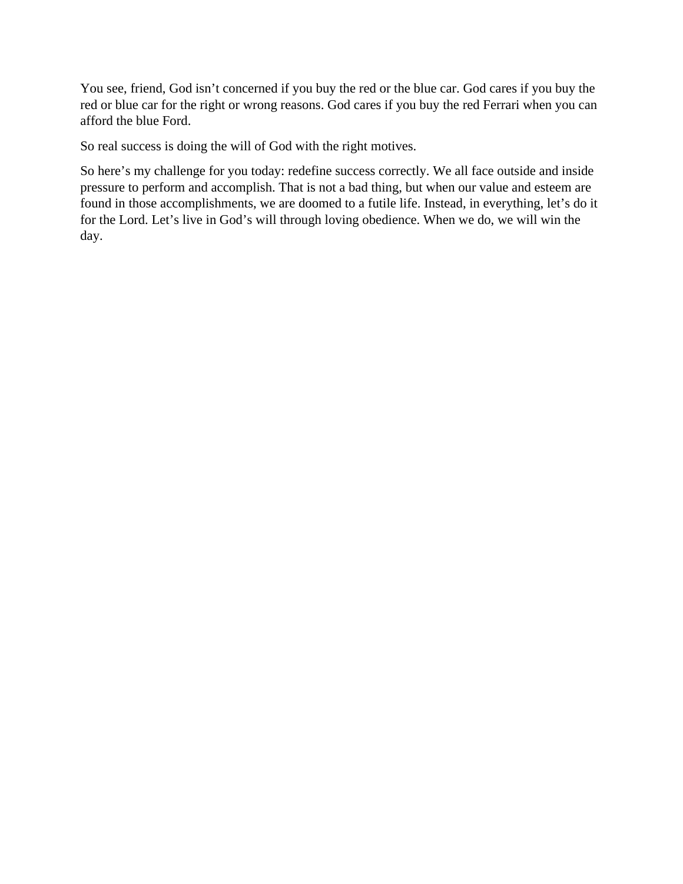You see, friend, God isn't concerned if you buy the red or the blue car. God cares if you buy the red or blue car for the right or wrong reasons. God cares if you buy the red Ferrari when you can afford the blue Ford.

So real success is doing the will of God with the right motives.

So here's my challenge for you today: redefine success correctly. We all face outside and inside pressure to perform and accomplish. That is not a bad thing, but when our value and esteem are found in those accomplishments, we are doomed to a futile life. Instead, in everything, let's do it for the Lord. Let's live in God's will through loving obedience. When we do, we will win the day.